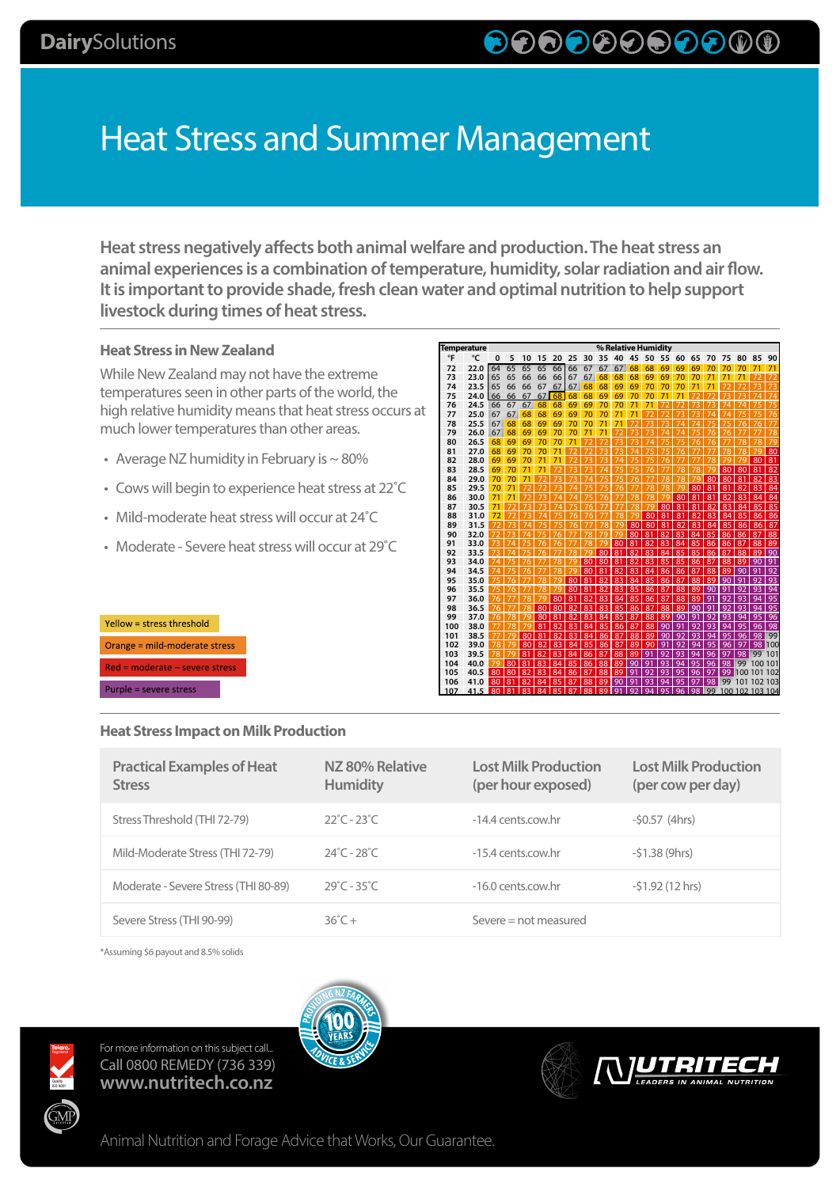# Heat Stress and Summer Management

**Heat stress negatively affects both animal welfare and production. The heat stress an animal experiences is a combination of temperature, humidity, solar radiation and air flow. It is important to provide shade, fresh clean water and optimal nutrition to help support livestock during times of heat stress.**

## Heat Stress in New Zealand

While New Zealand may not have the extreme temperatures seen in other parts of the world, the high relative humidity means that heat stress occurs at much lower temperatures than other areas.

- Average NZ humidity in February is ~ 80%
- Cows will begin to experience heat stress at 22˚C
- Mild-moderate heat stress will occur at 24˚C
- Moderate - Severe heat stress will occur at 29˚C

| Temperature | | % Relative Humidity | | | | | | | | | | | | | | | | | | |
|---|---|---|---|---|---|---|---|---|---|---|---|---|---|---|---|---|---|---|---|---|
| °F | °C | 0 | 5 | 10 | 15 | 20 | 25 | 30 | 35 | 40 | 45 | 50 | 55 | 60 | 65 | 70 | 75 | 80 | 85 | 90 |
| 72 | 22.0 | 64 | 65 | 65 | 65 | 66 | 66 | 67 | 67 | 67 | 68 | 68 | 69 | 69 | 69 | 70 | 70 | 70 | 71 | 71 |
| 73 | 23.0 | 65 | 65 | 66 | 66 | 66 | 67 | 67 | 68 | 68 | 68 | 69 | 69 | 70 | 70 | 71 | 71 | 71 | 72 | 72 |
| 74 | 23.5 | 65 | 66 | 66 | 67 | 67 | 67 | 68 | 68 | 69 | 69 | 70 | 70 | 70 | 71 | 71 | 72 | 72 | 73 | 73 |
| 75 | 24.0 | 66 | 66 | 67 | 67 | 68 | 68 | 68 | 69 | 69 | 70 | 70 | 71 | 71 | 72 | 72 | 73 | 73 | 74 | 74 |
| 76 | 24.5 | 66 | 67 | 67 | 68 | 68 | 69 | 69 | 70 | 70 | 71 | 71 | 72 | 72 | 73 | 73 | 74 | 74 | 75 | 75 |
| 77 | 25.0 | 67 | 67 | 68 | 68 | 69 | 69 | 70 | 70 | 71 | 71 | 72 | 72 | 73 | 73 | 74 | 74 | 75 | 75 | 76 |
| 78 | 25.5 | 67 | 68 | 68 | 69 | 69 | 70 | 70 | 71 | 71 | 72 | 73 | 73 | 74 | 74 | 75 | 75 | 76 | 76 | 77 |
| 79 | 26.0 | 67 | 68 | 69 | 69 | 70 | 70 | 71 | 71 | 72 | 73 | 73 | 74 | 74 | 75 | 76 | 76 | 77 | 77 | 78 |
| 80 | 26.5 | 68 | 69 | 69 | 70 | 70 | 71 | 72 | 72 | 73 | 73 | 74 | 75 | 75 | 76 | 76 | 77 | 78 | 78 | 79 |
| 81 | 27.0 | 68 | 69 | 70 | 70 | 71 | 72 | 72 | 73 | 73 | 74 | 75 | 75 | 76 | 77 | 77 | 78 | 78 | 79 | 80 |
| 82 | 28.0 | 69 | 69 | 70 | 71 | 71 | 72 | 73 | 73 | 74 | 75 | 75 | 76 | 77 | 77 | 78 | 79 | 79 | 80 | 81 |
| 83 | 28.5 | 69 | 70 | 71 | 71 | 72 | 73 | 73 | 74 | 75 | 75 | 76 | 77 | 78 | 78 | 79 | 80 | 80 | 81 | 82 |
| 84 | 29.0 | 70 | 70 | 71 | 72 | 73 | 73 | 74 | 75 | 75 | 76 | 77 | 78 | 78 | 79 | 80 | 80 | 81 | 82 | 83 |
| 85 | 29.5 | 70 | 71 | 72 | 72 | 73 | 74 | 75 | 75 | 76 | 77 | 78 | 78 | 79 | 80 | 81 | 81 | 82 | 83 | 84 |
| 86 | 30.0 | 71 | 71 | 72 | 73 | 74 | 74 | 75 | 76 | 77 | 78 | 78 | 79 | 80 | 81 | 81 | 82 | 83 | 84 | 84 |
| 87 | 30.5 | 71 | 72 | 73 | 73 | 74 | 75 | 76 | 77 | 77 | 78 | 79 | 80 | 81 | 81 | 82 | 83 | 84 | 85 | 85 |
| 88 | 31.0 | 72 | 72 | 73 | 74 | 75 | 76 | 76 | 77 | 78 | 79 | 80 | 81 | 81 | 82 | 83 | 84 | 85 | 86 | 86 |
| 89 | 31.5 | 72 | 73 | 74 | 75 | 75 | 76 | 77 | 78 | 79 | 80 | 80 | 81 | 82 | 83 | 84 | 85 | 86 | 86 | 87 |
| 90 | 32.0 | 72 | 73 | 74 | 75 | 76 | 77 | 78 | 79 | 79 | 80 | 81 | 82 | 83 | 84 | 85 | 86 | 86 | 87 | 88 |
| 91 | 33.0 | 73 | 74 | 75 | 76 | 76 | 77 | 78 | 79 | 80 | 81 | 82 | 83 | 84 | 85 | 86 | 86 | 87 | 88 | 89 |
| 92 | 33.5 | 73 | 74 | 75 | 76 | 77 | 78 | 79 | 80 | 81 | 82 | 83 | 84 | 85 | 85 | 86 | 87 | 88 | 89 | 90 |
| 93 | 34.0 | 74 | 75 | 76 | 77 | 78 | 79 | 80 | 80 | 81 | 82 | 83 | 84 | 85 | 86 | 87 | 88 | 89 | 90 | 91 |
| 94 | 34.5 | 74 | 75 | 76 | 77 | 78 | 79 | 80 | 81 | 82 | 83 | 84 | 85 | 86 | 87 | 88 | 89 | 90 | 91 | 92 |
| 95 | 35.0 | 75 | 76 | 77 | 78 | 79 | 80 | 81 | 82 | 83 | 84 | 85 | 86 | 87 | 88 | 89 | 90 | 91 | 92 | 93 |
| 96 | 35.5 | 75 | 76 | 77 | 78 | 79 | 80 | 81 | 82 | 83 | 85 | 86 | 87 | 88 | 89 | 90 | 91 | 92 | 93 | 94 |
| 97 | 36.0 | 76 | 77 | 78 | 79 | 80 | 81 | 82 | 83 | 84 | 85 | 86 | 87 | 88 | 89 | 91 | 92 | 93 | 94 | 95 |
| 98 | 36.5 | 76 | 77 | 78 | 79 | 80 | 82 | 83 | 84 | 85 | 86 | 87 | 88 | 89 | 90 | 91 | 93 | 94 | 95 | 96 |
| 99 | 37.0 | 76 | 78 | 79 | 80 | 81 | 82 | 83 | 84 | 85 | 87 | 88 | 89 | 90 | 91 | 92 | 93 | 94 | 96 | 97 |
| 100 | 38.0 | 77 | 78 | 79 | 80 | 82 | 83 | 84 | 85 | 86 | 87 | 88 | 90 | 91 | 92 | 93 | 94 | 95 | 97 | 98 |
| 101 | 38.5 | 77 | 79 | 80 | 81 | 82 | 83 | 84 | 86 | 87 | 88 | 89 | 90 | 92 | 93 | 94 | 95 | 96 | 97 | 99 |
| 102 | 39.0 | 78 | 79 | 80 | 81 | 83 | 84 | 85 | 86 | 87 | 89 | 90 | 91 | 92 | 94 | 95 | 96 | 97 | 98 | 100 |
| 103 | 39.5 | 78 | 79 | 81 | 82 | 83 | 84 | 86 | 87 | 88 | 89 | 91 | 92 | 93 | 94 | 96 | 97 | 98 | 99 | 101 |
| 104 | 40.0 | 79 | 80 | 81 | 82 | 84 | 85 | 86 | 88 | 89 | 90 | 91 | 93 | 94 | 95 | 96 | 98 | 99 | 100 | 101 |
| 105 | 40.5 | 79 | 80 | 82 | 83 | 84 | 86 | 87 | 88 | 89 | 91 | 92 | 93 | 95 | 96 | 97 | 99 | 100 | 101 | 102 |
| 106 | 41.0 | 80 | 81 | 82 | 84 | 85 | 86 | 88 | 89 | 90 | 91 | 93 | 94 | 95 | 97 | 98 | 99 | 101 | 102 | 103 |
| 107 | 41.5 | 80 | 81 | 83 | 84 | 85 | 87 | 88 | 89 | 91 | 92 | 94 | 95 | 96 | 98 | 99 | 100 | 102 | 103 | 104 |

- Yellow = stress threshold
- Orange = mild-moderate stress
- Red = moderate – severe stress
- Purple = severe stress

## Heat Stress Impact on Milk Production

| Practical Examples of Heat Stress | NZ 80% Relative Humidity | Lost Milk Production (per hour exposed) | Lost Milk Production (per cow per day) |
|---|---|---|---|
| Stress Threshold (THI 72-79) | 22˚C - 23˚C | -14.4 cents.cow.hr | -$0.57 (4hrs) |
| Mild-Moderate Stress (THI 72-79) | 24˚C - 28˚C | -15.4 cents.cow.hr | -$1.38 (9hrs) |
| Moderate - Severe Stress (THI 80-89) | 29˚C - 35˚C | -16.0 cents.cow.hr | -$1.92 (12 hrs) |
| Severe Stress (THI 90-99) | 36˚C + | Severe = not measured | |

*Assuming $6 payout and 8.5% solids

For more information on this subject call...
Call 0800 REMEDY (736 339)
**www.nutritech.co.nz**

Animal Nutrition and Forage Advice that Works, Our Guarantee.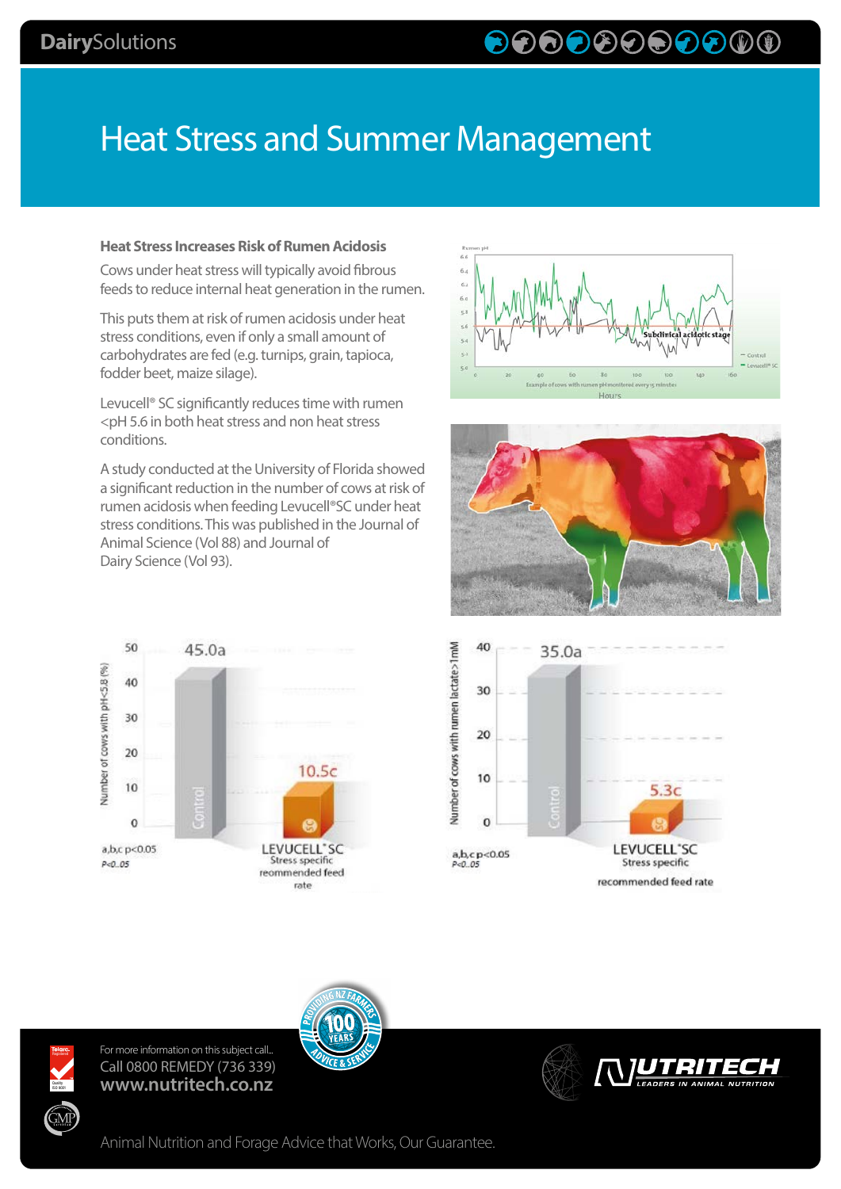# Heat Stress and Summer Management

### Heat Stress Increases Risk of Rumen Acidosis

Cows under heat stress will typically avoid fibrous feeds to reduce internal heat generation in the rumen.

This puts them at risk of rumen acidosis under heat stress conditions, even if only a small amount of carbohydrates are fed (e.g. turnips, grain, tapioca, fodder beet, maize silage).

Levucell® SC significantly reduces time with rumen <pH 5.6 in both heat stress and non heat stress conditions.

A study conducted at the University of Florida showed a significant reduction in the number of cows at risk of rumen acidosis when feeding Levucell®SC under heat stress conditions. This was published in the Journal of Animal Science (Vol 88) and Journal of Dairy Science (Vol 93).

Rumen pH

Subclinical acidotic stage

Control

Levucell® SC

Example of cows with rumen pH monitored every 15 minutes

Hours

Number of cows with pH<5.8 (%)

| | Control | LEVUCELL®SC Stress specific reommended feed rate |
|---|---|---|
| | 45.0a | 10.5c |

a,b,c $p<0.05$

$P<0..05$

Number of cows with rumen lactate>1mM

| | Control | LEVUCELL®SC Stress specific recommended feed rate |
|---|---|---|
| | 35.0a | 5.3c |

a,b,c $p<0.05$

$P<0..05$

For more information on this subject call...

Call 0800 REMEDY (736 339)

**www.nutritech.co.nz**

Animal Nutrition and Forage Advice that Works, Our Guarantee.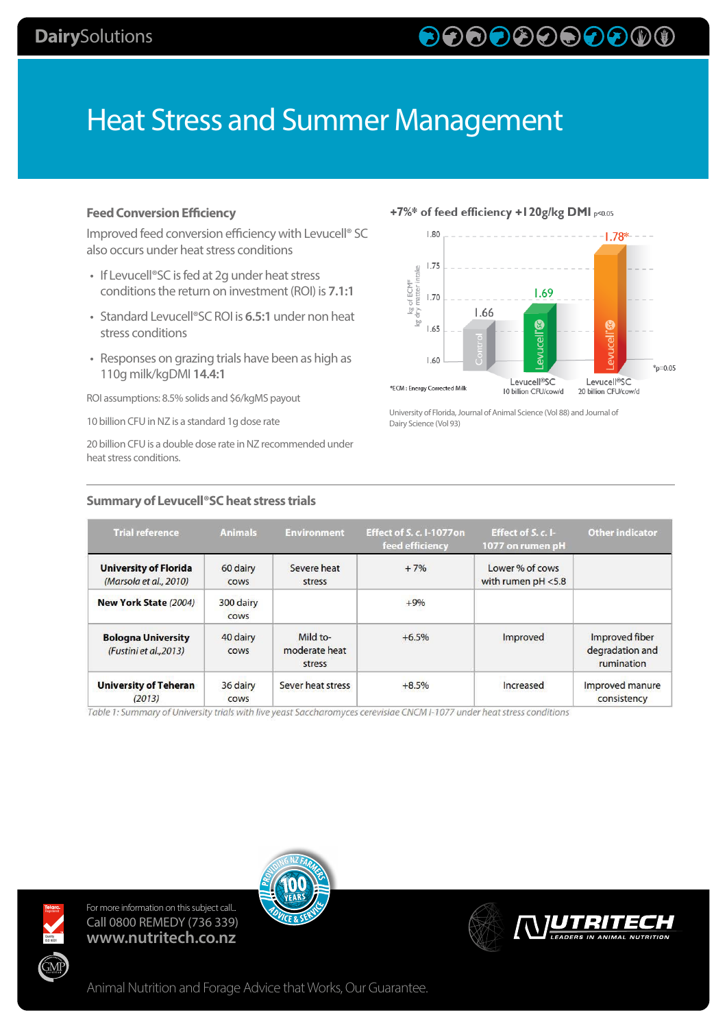# Heat Stress and Summer Management

## Feed Conversion Efficiency

Improved feed conversion efficiency with Levucell® SC also occurs under heat stress conditions

- If Levucell®SC is fed at 2g under heat stress conditions the return on investment (ROI) is **7.1:1**
- Standard Levucell®SC ROI is **6.5:1** under non heat stress conditions
- Responses on grazing trials have been as high as 110g milk/kgDMI **14.4:1**

ROI assumptions: 8.5% solids and $6/kgMS payout

10 billion CFU in NZ is a standard 1g dose rate

20 billion CFU is a double dose rate in NZ recommended under heat stress conditions.

**+7%\* of feed efficiency +120g/kg DMI** $p<0.05$

| | kg of ECM* / kg dry matter intake |
|---|---|
| Control | 1.66 |
| Levucell®SC 10 billion CFU/cow/d | 1.69 |
| Levucell®SC 20 billion CFU/cow/d | 1.78* |

*ECM : Energy Corrected Milk

*p=0.05

University of Florida, Journal of Animal Science (Vol 88) and Journal of Dairy Science (Vol 93)

## Summary of Levucell®SC heat stress trials

| Trial reference | Animals | Environment | Effect of *S. c.* I-1077on feed efficiency | Effect of *S. c.* I-1077 on rumen pH | Other indicator |
|---|---|---|---|---|---|
| **University of Florida** *(Marsola et al., 2010)* | 60 dairy cows | Severe heat stress | + 7% | Lower % of cows with rumen pH <5.8 | |
| **New York State** *(2004)* | 300 dairy cows | | +9% | | |
| **Bologna University** *(Fustini et al.,2013)* | 40 dairy cows | Mild to-moderate heat stress | +6.5% | Improved | Improved fiber degradation and rumination |
| **University of Teheran** *(2013)* | 36 dairy cows | Sever heat stress | +8.5% | Increased | Improved manure consistency |

*Table 1: Summary of University trials with live yeast Saccharomyces cerevisiae CNCM I-1077 under heat stress conditions*

For more information on this subject call...
Call 0800 REMEDY (736 339)
**www.nutritech.co.nz**

Animal Nutrition and Forage Advice that Works, Our Guarantee.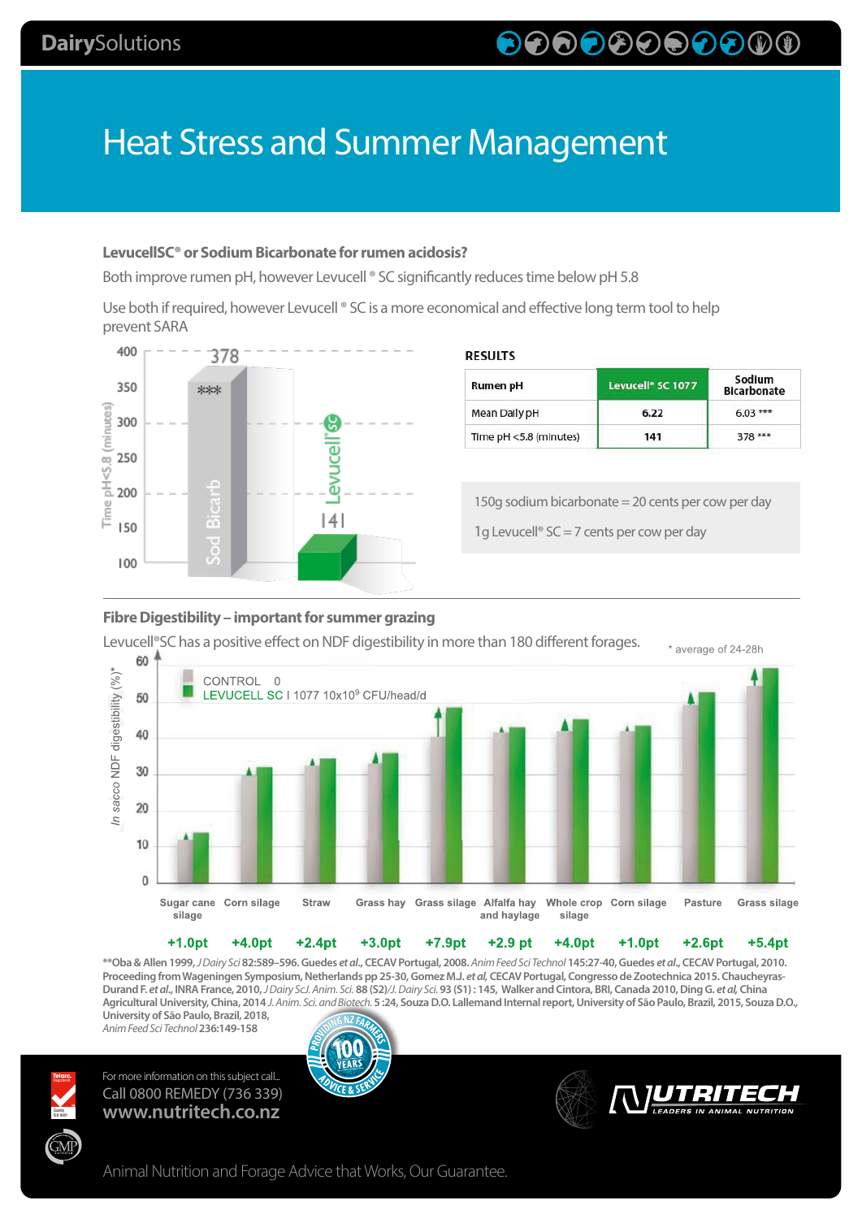# Heat Stress and Summer Management

### LevucellSC® or Sodium Bicarbonate for rumen acidosis?

Both improve rumen pH, however Levucell ® SC significantly reduces time below pH 5.8

Use both if required, however Levucell ® SC is a more economical and effective long term tool to help prevent SARA

**RESULTS**

| Rumen pH | Levucell® SC 1077 | Sodium Bicarbonate |
|---|---|---|
| Mean Daily pH | 6.22 | 6.03 *** |
| Time pH <5.8 (minutes) | 141 | 378 *** |

150g sodium bicarbonate = 20 cents per cow per day

1g Levucell® SC = 7 cents per cow per day

### Fibre Digestibility – important for summer grazing

Levucell®SC has a positive effect on NDF digestibility in more than 180 different forages.

\* average of 24-28h

| Forage | Sugar cane silage | Corn silage | Straw | Grass hay | Grass silage | Alfalfa hay and haylage | Whole crop silage | Corn silage | Pasture | Grass silage |
|---|---|---|---|---|---|---|---|---|---|---|
| Improvement | +1.0pt | +4.0pt | +2.4pt | +3.0pt | +7.9pt | +2.9 pt | +4.0pt | +1.0pt | +2.6pt | +5.4pt |

**Oba & Allen 1999, *J Dairy Sci* 82:589–596. Guedes *et al.*, CECAV Portugal, 2008. *Anim Feed Sci Technol* 145:27-40, Guedes *et al.*, CECAV Portugal, 2010. Proceeding from Wageningen Symposium, Netherlands pp 25-30, Gomez M.J. *et al*, CECAV Portugal, Congresso de Zootechnica 2015. Chaucheyras-Durand F. *et al.*, INRA France, 2010, *J Dairy Sci.J. Anim. Sci.* 88 (S2)/*J. Dairy Sci.* 93 (S1) : 145, Walker and Cintora, BRI, Canada 2010, Ding G. *et al*, China Agricultural University, China, 2014 *J. Anim. Sci. and Biotech.* 5 :24, Souza D.O. Lallemand Internal report, University of São Paulo, Brazil, 2015, Souza D.O., University of São Paulo, Brazil, 2018, *Anim Feed Sci Technol* 236:149-158

For more information on this subject call...
Call 0800 REMEDY (736 339)
www.nutritech.co.nz

Animal Nutrition and Forage Advice that Works, Our Guarantee.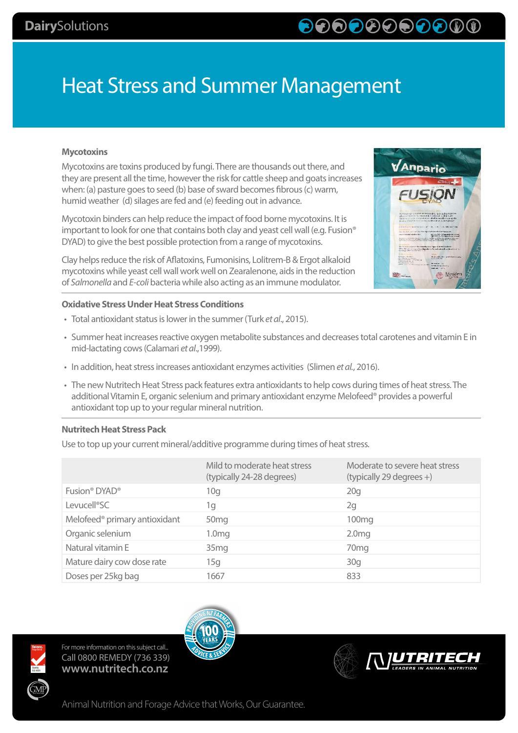# Heat Stress and Summer Management

### Mycotoxins

Mycotoxins are toxins produced by fungi. There are thousands out there, and they are present all the time, however the risk for cattle sheep and goats increases when: (a) pasture goes to seed (b) base of sward becomes fibrous (c) warm, humid weather (d) silages are fed and (e) feeding out in advance.

Mycotoxin binders can help reduce the impact of food borne mycotoxins. It is important to look for one that contains both clay and yeast cell wall (e.g. Fusion® DYAD) to give the best possible protection from a range of mycotoxins.

Clay helps reduce the risk of Aflatoxins, Fumonisins, Lolitrem-B & Ergot alkaloid mycotoxins while yeast cell wall work well on Zearalenone, aids in the reduction of *Salmonella* and *E-coli* bacteria while also acting as an immune modulator.

### Oxidative Stress Under Heat Stress Conditions

- Total antioxidant status is lower in the summer (Turk *et al.*, 2015).
- Summer heat increases reactive oxygen metabolite substances and decreases total carotenes and vitamin E in mid-lactating cows (Calamari *et al.*,1999).
- In addition, heat stress increases antioxidant enzymes activities (Slimen *et al.*, 2016).
- The new Nutritech Heat Stress pack features extra antioxidants to help cows during times of heat stress. The additional Vitamin E, organic selenium and primary antioxidant enzyme Melofeed® provides a powerful antioxidant top up to your regular mineral nutrition.

### Nutritech Heat Stress Pack

Use to top up your current mineral/additive programme during times of heat stress.

| | Mild to moderate heat stress (typically 24-28 degrees) | Moderate to severe heat stress (typically 29 degrees +) |
|---|---|---|
| Fusion® DYAD® | 10g | 20g |
| Levucell®SC | 1g | 2g |
| Melofeed® primary antioxidant | 50mg | 100mg |
| Organic selenium | 1.0mg | 2.0mg |
| Natural vitamin E | 35mg | 70mg |
| Mature dairy cow dose rate | 15g | 30g |
| Doses per 25kg bag | 1667 | 833 |

For more information on this subject call...
Call 0800 REMEDY (736 339)
www.nutritech.co.nz

Animal Nutrition and Forage Advice that Works, Our Guarantee.